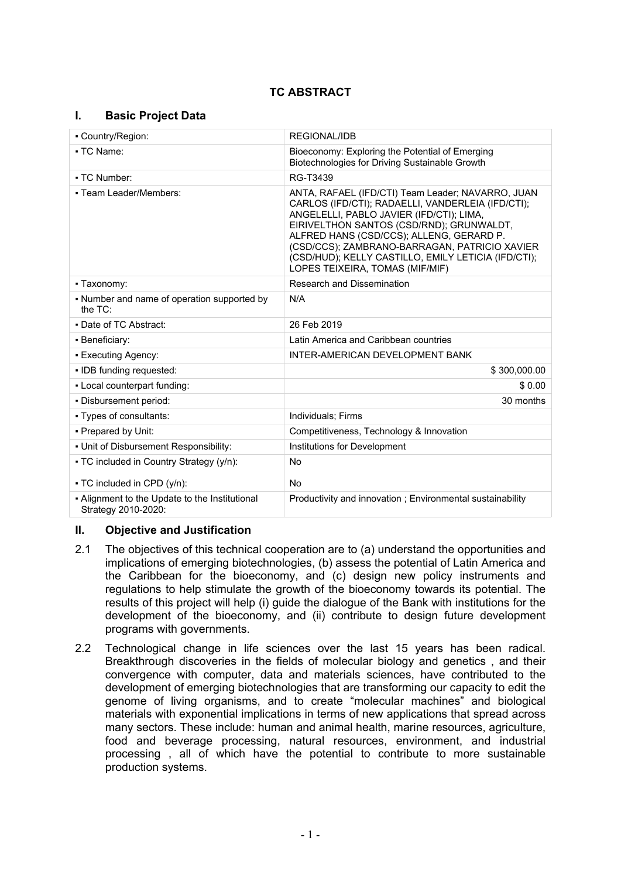# TC ABSTRACT

## I. Basic Project Data

| ▪ Country/Region: | REGIONAL/IDB |
|---|---|
| ▪ TC Name: | Bioeconomy: Exploring the Potential of Emerging Biotechnologies for Driving Sustainable Growth |
| ▪ TC Number: | RG-T3439 |
| ▪ Team Leader/Members: | ANTA, RAFAEL (IFD/CTI) Team Leader; NAVARRO, JUAN CARLOS (IFD/CTI); RADAELLI, VANDERLEIA (IFD/CTI); ANGELELLI, PABLO JAVIER (IFD/CTI); LIMA, EIRIVELTHON SANTOS (CSD/RND); GRUNWALDT, ALFRED HANS (CSD/CCS); ALLENG, GERARD P. (CSD/CCS); ZAMBRANO-BARRAGAN, PATRICIO XAVIER (CSD/HUD); KELLY CASTILLO, EMILY LETICIA (IFD/CTI); LOPES TEIXEIRA, TOMAS (MIF/MIF) |
| ▪ Taxonomy: | Research and Dissemination |
| ▪ Number and name of operation supported by the TC: | N/A |
| ▪ Date of TC Abstract: | 26 Feb 2019 |
| ▪ Beneficiary: | Latin America and Caribbean countries |
| ▪ Executing Agency: | INTER-AMERICAN DEVELOPMENT BANK |
| ▪ IDB funding requested: | $ 300,000.00 |
| ▪ Local counterpart funding: | $ 0.00 |
| ▪ Disbursement period: | 30 months |
| ▪ Types of consultants: | Individuals; Firms |
| ▪ Prepared by Unit: | Competitiveness, Technology & Innovation |
| ▪ Unit of Disbursement Responsibility: | Institutions for Development |
| ▪ TC included in Country Strategy (y/n): ▪ TC included in CPD (y/n): | No No |
| ▪ Alignment to the Update to the Institutional Strategy 2010-2020: | Productivity and innovation ; Environmental sustainability |

## II. Objective and Justification

2.1 The objectives of this technical cooperation are to (a) understand the opportunities and implications of emerging biotechnologies, (b) assess the potential of Latin America and the Caribbean for the bioeconomy, and (c) design new policy instruments and regulations to help stimulate the growth of the bioeconomy towards its potential. The results of this project will help (i) guide the dialogue of the Bank with institutions for the development of the bioeconomy, and (ii) contribute to design future development programs with governments.

2.2 Technological change in life sciences over the last 15 years has been radical. Breakthrough discoveries in the fields of molecular biology and genetics , and their convergence with computer, data and materials sciences, have contributed to the development of emerging biotechnologies that are transforming our capacity to edit the genome of living organisms, and to create "molecular machines" and biological materials with exponential implications in terms of new applications that spread across many sectors. These include: human and animal health, marine resources, agriculture, food and beverage processing, natural resources, environment, and industrial processing , all of which have the potential to contribute to more sustainable production systems.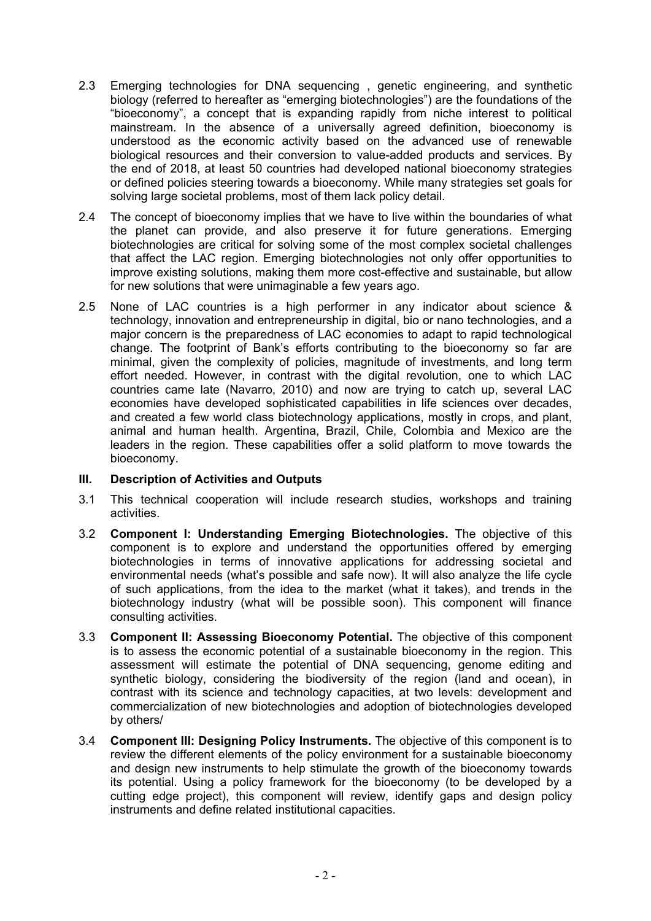2.3 Emerging technologies for DNA sequencing , genetic engineering, and synthetic biology (referred to hereafter as "emerging biotechnologies") are the foundations of the "bioeconomy", a concept that is expanding rapidly from niche interest to political mainstream. In the absence of a universally agreed definition, bioeconomy is understood as the economic activity based on the advanced use of renewable biological resources and their conversion to value-added products and services. By the end of 2018, at least 50 countries had developed national bioeconomy strategies or defined policies steering towards a bioeconomy. While many strategies set goals for solving large societal problems, most of them lack policy detail.

2.4 The concept of bioeconomy implies that we have to live within the boundaries of what the planet can provide, and also preserve it for future generations. Emerging biotechnologies are critical for solving some of the most complex societal challenges that affect the LAC region. Emerging biotechnologies not only offer opportunities to improve existing solutions, making them more cost-effective and sustainable, but allow for new solutions that were unimaginable a few years ago.

2.5 None of LAC countries is a high performer in any indicator about science & technology, innovation and entrepreneurship in digital, bio or nano technologies, and a major concern is the preparedness of LAC economies to adapt to rapid technological change. The footprint of Bank's efforts contributing to the bioeconomy so far are minimal, given the complexity of policies, magnitude of investments, and long term effort needed. However, in contrast with the digital revolution, one to which LAC countries came late (Navarro, 2010) and now are trying to catch up, several LAC economies have developed sophisticated capabilities in life sciences over decades, and created a few world class biotechnology applications, mostly in crops, and plant, animal and human health. Argentina, Brazil, Chile, Colombia and Mexico are the leaders in the region. These capabilities offer a solid platform to move towards the bioeconomy.

## III. Description of Activities and Outputs

3.1 This technical cooperation will include research studies, workshops and training activities.

3.2 **Component I: Understanding Emerging Biotechnologies.** The objective of this component is to explore and understand the opportunities offered by emerging biotechnologies in terms of innovative applications for addressing societal and environmental needs (what's possible and safe now). It will also analyze the life cycle of such applications, from the idea to the market (what it takes), and trends in the biotechnology industry (what will be possible soon). This component will finance consulting activities.

3.3 **Component II: Assessing Bioeconomy Potential.** The objective of this component is to assess the economic potential of a sustainable bioeconomy in the region. This assessment will estimate the potential of DNA sequencing, genome editing and synthetic biology, considering the biodiversity of the region (land and ocean), in contrast with its science and technology capacities, at two levels: development and commercialization of new biotechnologies and adoption of biotechnologies developed by others/

3.4 **Component III: Designing Policy Instruments.** The objective of this component is to review the different elements of the policy environment for a sustainable bioeconomy and design new instruments to help stimulate the growth of the bioeconomy towards its potential. Using a policy framework for the bioeconomy (to be developed by a cutting edge project), this component will review, identify gaps and design policy instruments and define related institutional capacities.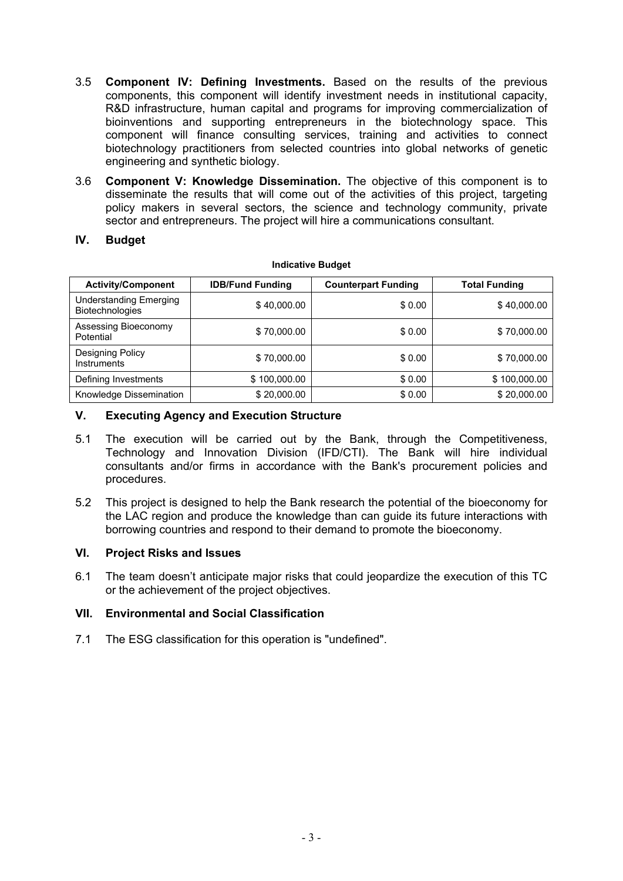3.5 **Component IV: Defining Investments.** Based on the results of the previous components, this component will identify investment needs in institutional capacity, R&D infrastructure, human capital and programs for improving commercialization of bioinventions and supporting entrepreneurs in the biotechnology space. This component will finance consulting services, training and activities to connect biotechnology practitioners from selected countries into global networks of genetic engineering and synthetic biology.

3.6 **Component V: Knowledge Dissemination.** The objective of this component is to disseminate the results that will come out of the activities of this project, targeting policy makers in several sectors, the science and technology community, private sector and entrepreneurs. The project will hire a communications consultant.

## IV. Budget

**Indicative Budget**

| Activity/Component | IDB/Fund Funding | Counterpart Funding | Total Funding |
|---|---|---|---|
| Understanding Emerging Biotechnologies | $ 40,000.00 | $ 0.00 | $ 40,000.00 |
| Assessing Bioeconomy Potential | $ 70,000.00 | $ 0.00 | $ 70,000.00 |
| Designing Policy Instruments | $ 70,000.00 | $ 0.00 | $ 70,000.00 |
| Defining Investments | $ 100,000.00 | $ 0.00 | $ 100,000.00 |
| Knowledge Dissemination | $ 20,000.00 | $ 0.00 | $ 20,000.00 |

## V. Executing Agency and Execution Structure

5.1 The execution will be carried out by the Bank, through the Competitiveness, Technology and Innovation Division (IFD/CTI). The Bank will hire individual consultants and/or firms in accordance with the Bank's procurement policies and procedures.

5.2 This project is designed to help the Bank research the potential of the bioeconomy for the LAC region and produce the knowledge than can guide its future interactions with borrowing countries and respond to their demand to promote the bioeconomy.

## VI. Project Risks and Issues

6.1 The team doesn't anticipate major risks that could jeopardize the execution of this TC or the achievement of the project objectives.

## VII. Environmental and Social Classification

7.1 The ESG classification for this operation is "undefined".